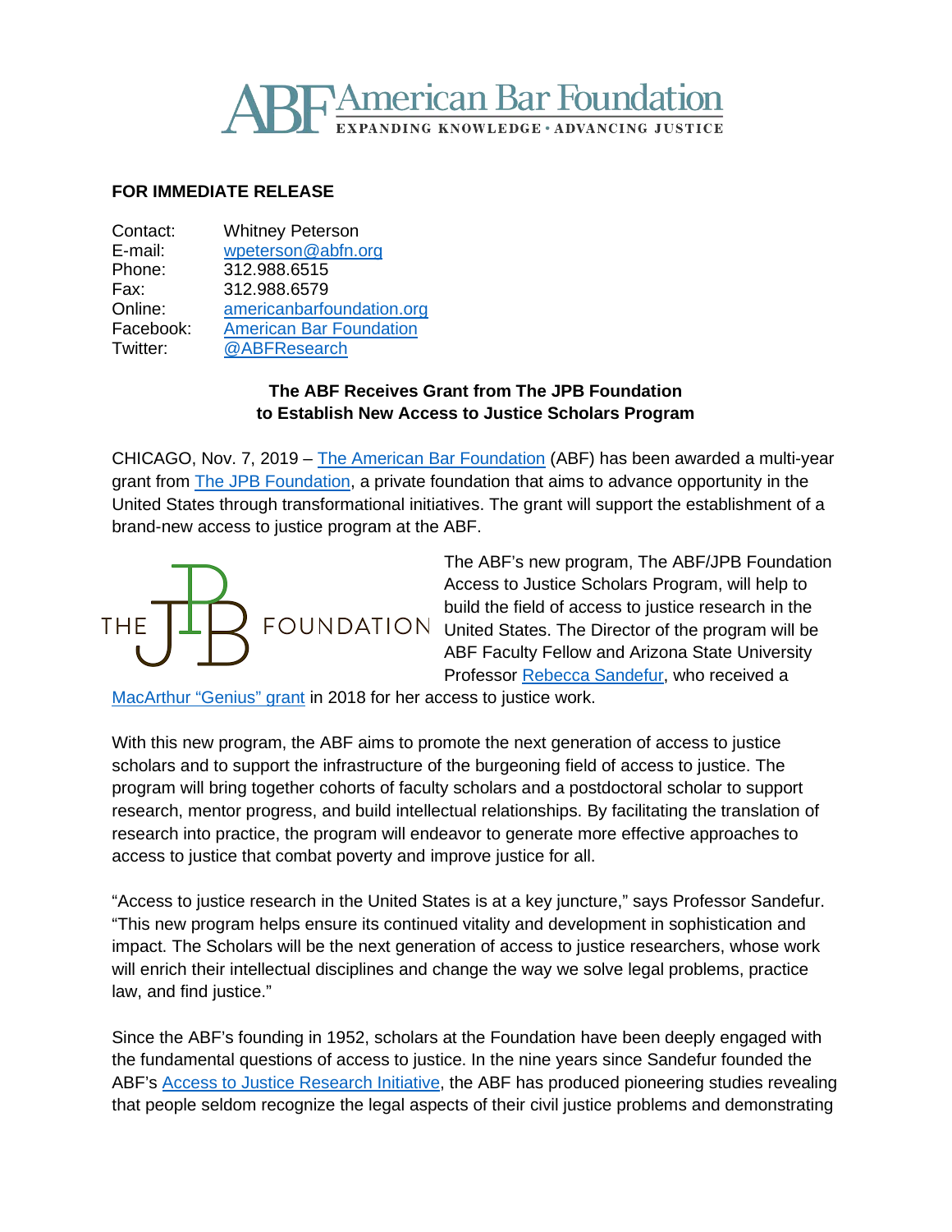**FOR IMMEDIATE RELEASE**

| | |
|---|---|
| Contact: | Whitney Peterson |
| E-mail: | wpeterson@abfn.org |
| Phone: | 312.988.6515 |
| Fax: | 312.988.6579 |
| Online: | americanbarfoundation.org |
| Facebook: | American Bar Foundation |
| Twitter: | @ABFResearch |

**The ABF Receives Grant from The JPB Foundation to Establish New Access to Justice Scholars Program**

CHICAGO, Nov. 7, 2019 – The American Bar Foundation (ABF) has been awarded a multi-year grant from The JPB Foundation, a private foundation that aims to advance opportunity in the United States through transformational initiatives. The grant will support the establishment of a brand-new access to justice program at the ABF.

The ABF's new program, The ABF/JPB Foundation Access to Justice Scholars Program, will help to build the field of access to justice research in the United States. The Director of the program will be ABF Faculty Fellow and Arizona State University Professor Rebecca Sandefur, who received a MacArthur "Genius" grant in 2018 for her access to justice work.

With this new program, the ABF aims to promote the next generation of access to justice scholars and to support the infrastructure of the burgeoning field of access to justice. The program will bring together cohorts of faculty scholars and a postdoctoral scholar to support research, mentor progress, and build intellectual relationships. By facilitating the translation of research into practice, the program will endeavor to generate more effective approaches to access to justice that combat poverty and improve justice for all.

"Access to justice research in the United States is at a key juncture," says Professor Sandefur. "This new program helps ensure its continued vitality and development in sophistication and impact. The Scholars will be the next generation of access to justice researchers, whose work will enrich their intellectual disciplines and change the way we solve legal problems, practice law, and find justice."

Since the ABF's founding in 1952, scholars at the Foundation have been deeply engaged with the fundamental questions of access to justice. In the nine years since Sandefur founded the ABF's Access to Justice Research Initiative, the ABF has produced pioneering studies revealing that people seldom recognize the legal aspects of their civil justice problems and demonstrating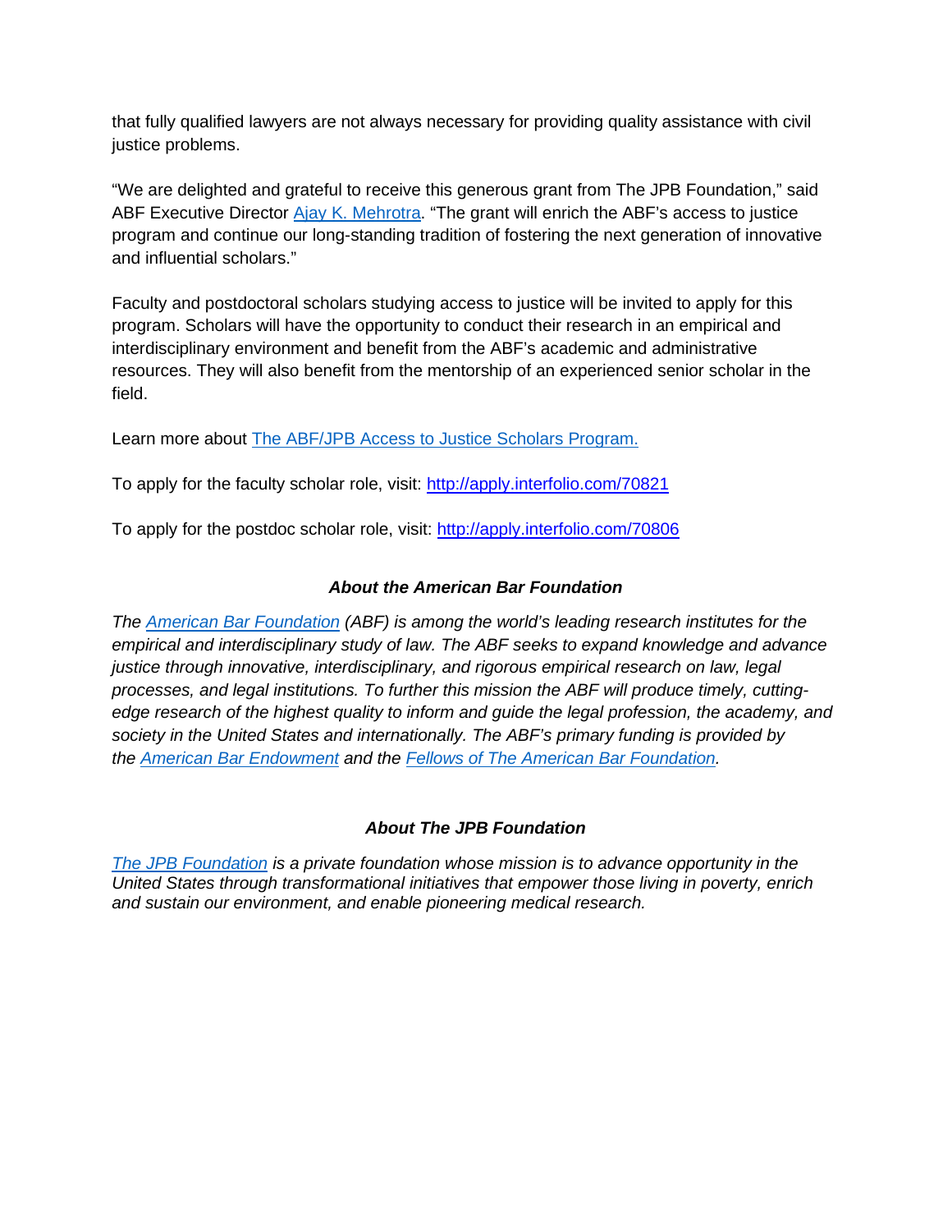that fully qualified lawyers are not always necessary for providing quality assistance with civil justice problems.

"We are delighted and grateful to receive this generous grant from The JPB Foundation," said ABF Executive Director [Ajay K. Mehrotra](). "The grant will enrich the ABF's access to justice program and continue our long-standing tradition of fostering the next generation of innovative and influential scholars."

Faculty and postdoctoral scholars studying access to justice will be invited to apply for this program. Scholars will have the opportunity to conduct their research in an empirical and interdisciplinary environment and benefit from the ABF's academic and administrative resources. They will also benefit from the mentorship of an experienced senior scholar in the field.

Learn more about [The ABF/JPB Access to Justice Scholars Program.]()

To apply for the faculty scholar role, visit: [http://apply.interfolio.com/70821](http://apply.interfolio.com/70821)

To apply for the postdoc scholar role, visit: [http://apply.interfolio.com/70806](http://apply.interfolio.com/70806)

### *About the American Bar Foundation*

*The [American Bar Foundation]() (ABF) is among the world's leading research institutes for the empirical and interdisciplinary study of law. The ABF seeks to expand knowledge and advance justice through innovative, interdisciplinary, and rigorous empirical research on law, legal processes, and legal institutions. To further this mission the ABF will produce timely, cutting-edge research of the highest quality to inform and guide the legal profession, the academy, and society in the United States and internationally. The ABF's primary funding is provided by the [American Bar Endowment]() and the [Fellows of The American Bar Foundation]().*

### *About The JPB Foundation*

*[The JPB Foundation]() is a private foundation whose mission is to advance opportunity in the United States through transformational initiatives that empower those living in poverty, enrich and sustain our environment, and enable pioneering medical research.*